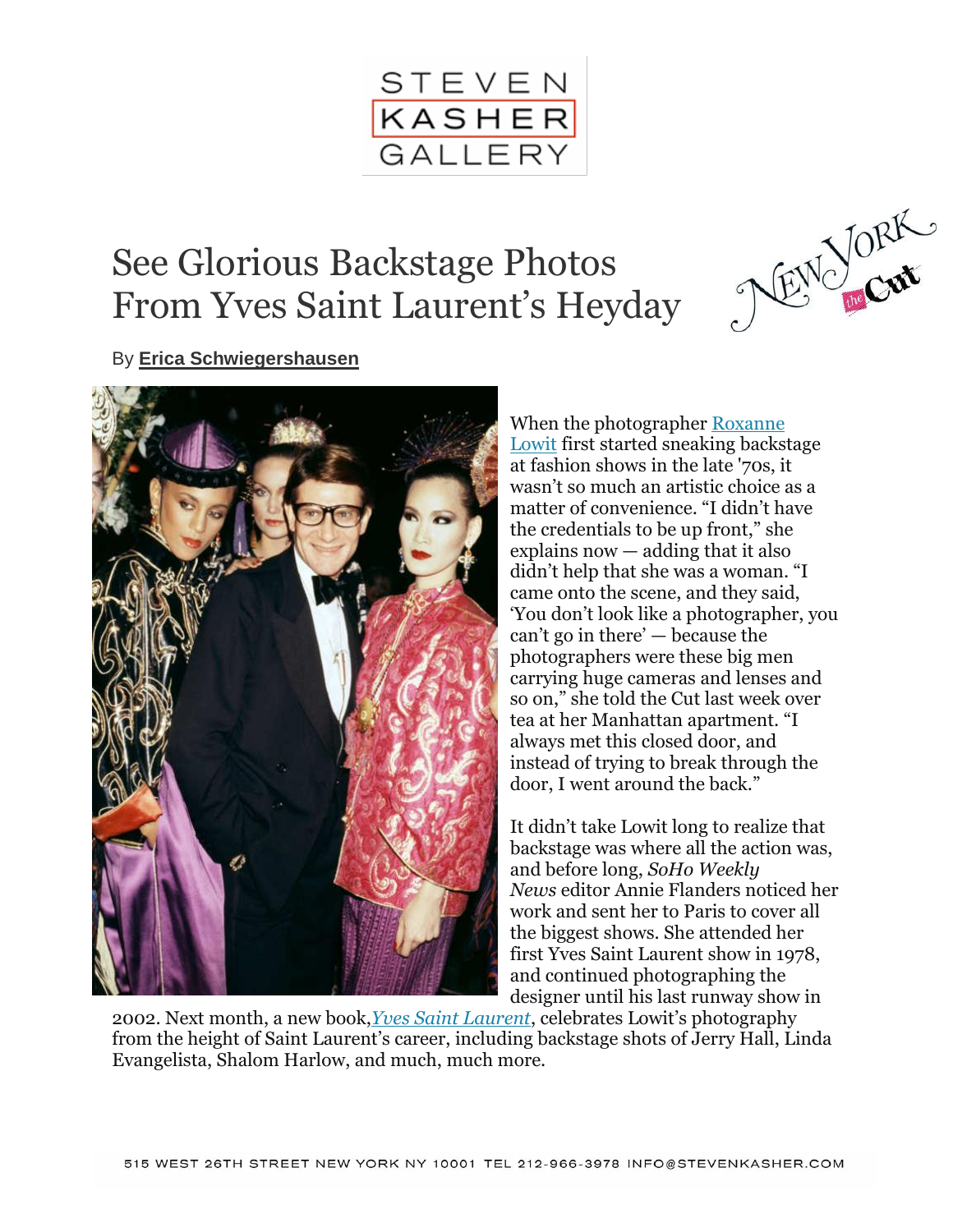# See Glorious Backstage Photos From Yves Saint Laurent's Heyday

By **Erica Schwiegershausen**

When the photographer Roxanne Lowit first started sneaking backstage at fashion shows in the late '70s, it wasn't so much an artistic choice as a matter of convenience. "I didn't have the credentials to be up front," she explains now — adding that it also didn't help that she was a woman. "I came onto the scene, and they said, 'You don't look like a photographer, you can't go in there' — because the photographers were these big men carrying huge cameras and lenses and so on," she told the Cut last week over tea at her Manhattan apartment. "I always met this closed door, and instead of trying to break through the door, I went around the back."

It didn't take Lowit long to realize that backstage was where all the action was, and before long, *SoHo Weekly News* editor Annie Flanders noticed her work and sent her to Paris to cover all the biggest shows. She attended her first Yves Saint Laurent show in 1978, and continued photographing the designer until his last runway show in 2002. Next month, a new book, *Yves Saint Laurent*, celebrates Lowit's photography from the height of Saint Laurent's career, including backstage shots of Jerry Hall, Linda Evangelista, Shalom Harlow, and much, much more.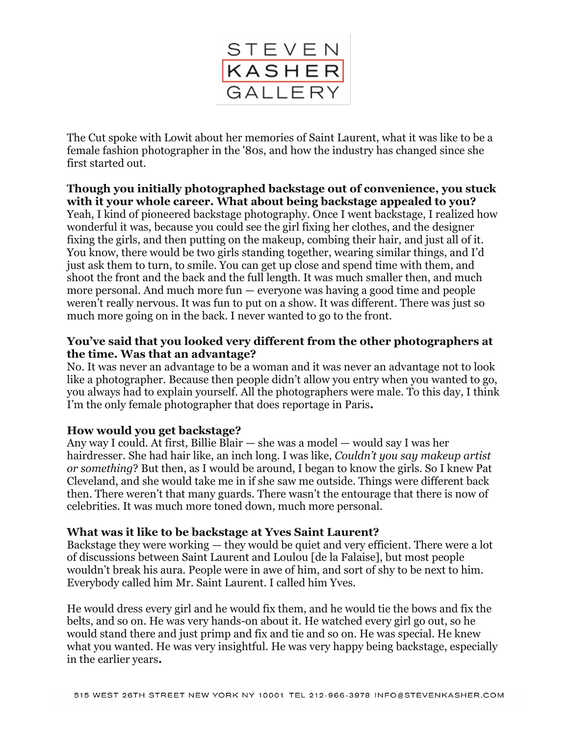The Cut spoke with Lowit about her memories of Saint Laurent, what it was like to be a female fashion photographer in the '80s, and how the industry has changed since she first started out.

**Though you initially photographed backstage out of convenience, you stuck with it your whole career. What about being backstage appealed to you?**
Yeah, I kind of pioneered backstage photography. Once I went backstage, I realized how wonderful it was, because you could see the girl fixing her clothes, and the designer fixing the girls, and then putting on the makeup, combing their hair, and just all of it. You know, there would be two girls standing together, wearing similar things, and I'd just ask them to turn, to smile. You can get up close and spend time with them, and shoot the front and the back and the full length. It was much smaller then, and much more personal. And much more fun — everyone was having a good time and people weren't really nervous. It was fun to put on a show. It was different. There was just so much more going on in the back. I never wanted to go to the front.

**You've said that you looked very different from the other photographers at the time. Was that an advantage?**
No. It was never an advantage to be a woman and it was never an advantage not to look like a photographer. Because then people didn't allow you entry when you wanted to go, you always had to explain yourself. All the photographers were male. To this day, I think I'm the only female photographer that does reportage in Paris**.**

**How would you get backstage?**
Any way I could. At first, Billie Blair — she was a model — would say I was her hairdresser. She had hair like, an inch long. I was like, *Couldn't you say makeup artist or something*? But then, as I would be around, I began to know the girls. So I knew Pat Cleveland, and she would take me in if she saw me outside. Things were different back then. There weren't that many guards. There wasn't the entourage that there is now of celebrities. It was much more toned down, much more personal.

**What was it like to be backstage at Yves Saint Laurent?**
Backstage they were working — they would be quiet and very efficient. There were a lot of discussions between Saint Laurent and Loulou [de la Falaise], but most people wouldn't break his aura. People were in awe of him, and sort of shy to be next to him. Everybody called him Mr. Saint Laurent. I called him Yves.

He would dress every girl and he would fix them, and he would tie the bows and fix the belts, and so on. He was very hands-on about it. He watched every girl go out, so he would stand there and just primp and fix and tie and so on. He was special. He knew what you wanted. He was very insightful. He was very happy being backstage, especially in the earlier years**.**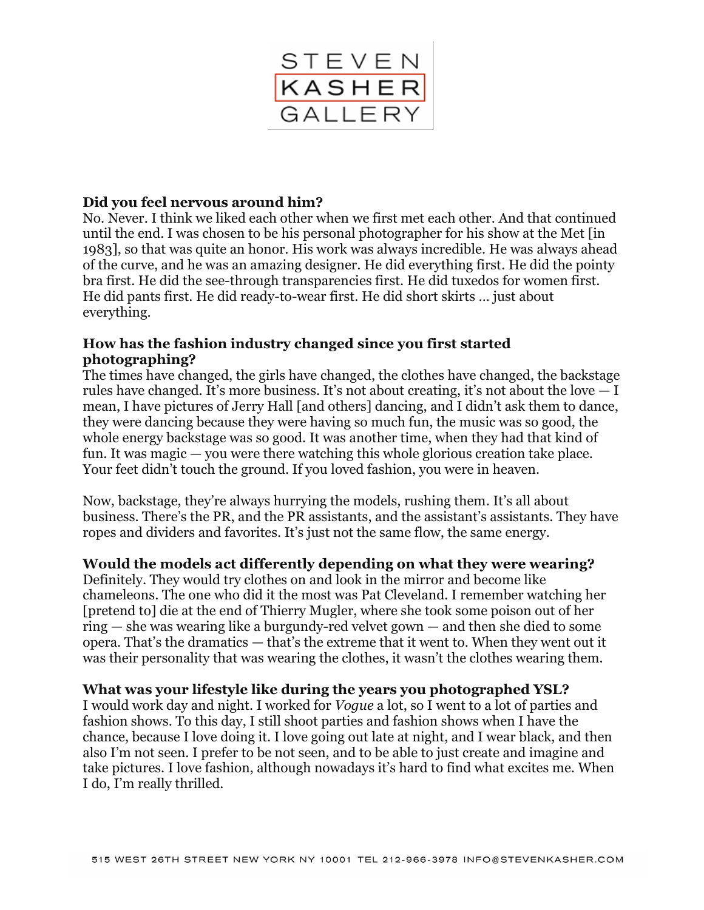**Did you feel nervous around him?**
No. Never. I think we liked each other when we first met each other. And that continued until the end. I was chosen to be his personal photographer for his show at the Met [in 1983], so that was quite an honor. His work was always incredible. He was always ahead of the curve, and he was an amazing designer. He did everything first. He did the pointy bra first. He did the see-through transparencies first. He did tuxedos for women first. He did pants first. He did ready-to-wear first. He did short skirts … just about everything.

**How has the fashion industry changed since you first started photographing?**
The times have changed, the girls have changed, the clothes have changed, the backstage rules have changed. It's more business. It's not about creating, it's not about the love — I mean, I have pictures of Jerry Hall [and others] dancing, and I didn't ask them to dance, they were dancing because they were having so much fun, the music was so good, the whole energy backstage was so good. It was another time, when they had that kind of fun. It was magic — you were there watching this whole glorious creation take place. Your feet didn't touch the ground. If you loved fashion, you were in heaven.

Now, backstage, they're always hurrying the models, rushing them. It's all about business. There's the PR, and the PR assistants, and the assistant's assistants. They have ropes and dividers and favorites. It's just not the same flow, the same energy.

**Would the models act differently depending on what they were wearing?**
Definitely. They would try clothes on and look in the mirror and become like chameleons. The one who did it the most was Pat Cleveland. I remember watching her [pretend to] die at the end of Thierry Mugler, where she took some poison out of her ring — she was wearing like a burgundy-red velvet gown — and then she died to some opera. That's the dramatics — that's the extreme that it went to. When they went out it was their personality that was wearing the clothes, it wasn't the clothes wearing them.

**What was your lifestyle like during the years you photographed YSL?**
I would work day and night. I worked for *Vogue* a lot, so I went to a lot of parties and fashion shows. To this day, I still shoot parties and fashion shows when I have the chance, because I love doing it. I love going out late at night, and I wear black, and then also I'm not seen. I prefer to be not seen, and to be able to just create and imagine and take pictures. I love fashion, although nowadays it's hard to find what excites me. When I do, I'm really thrilled.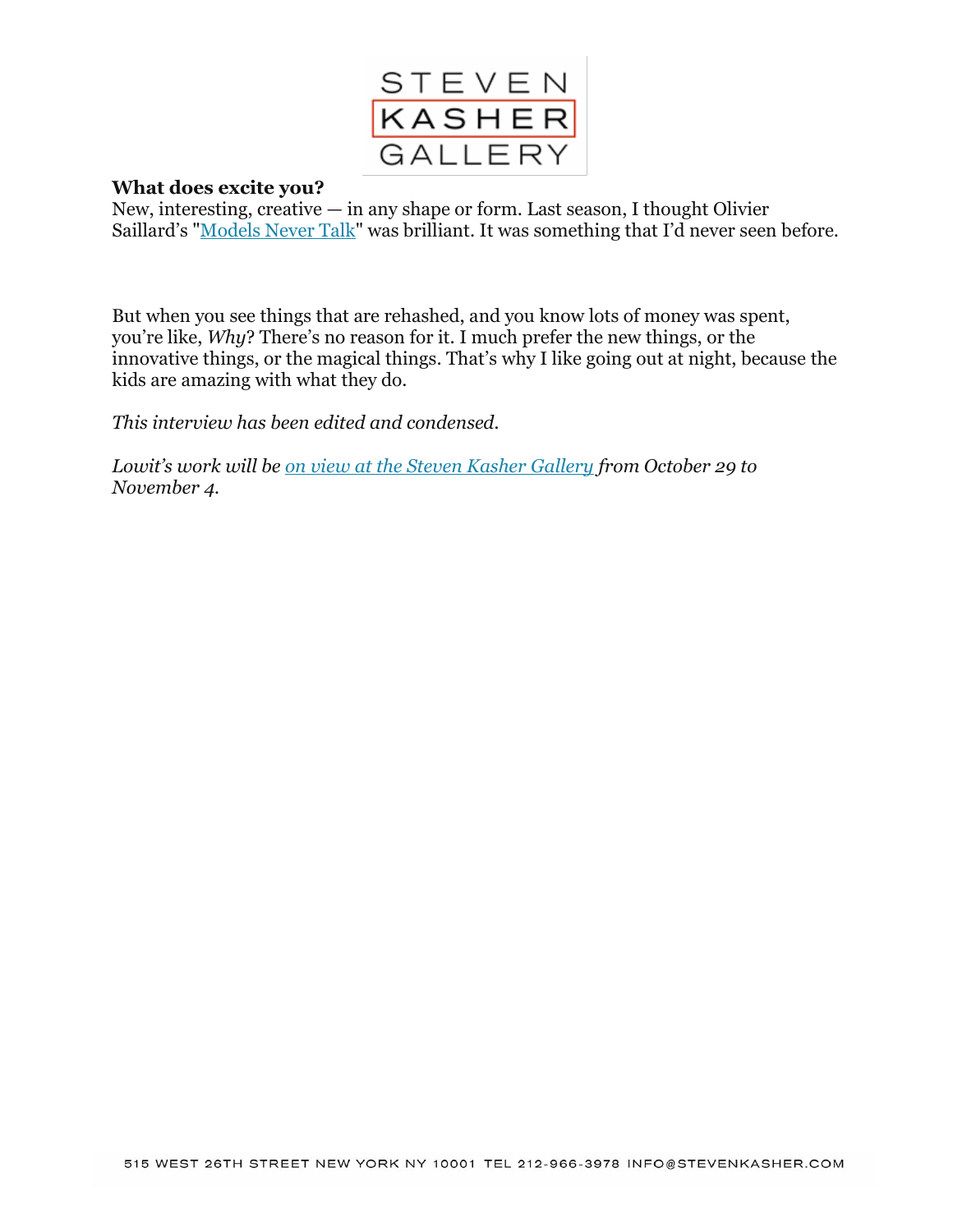**What does excite you?**
New, interesting, creative — in any shape or form. Last season, I thought Olivier Saillard's "Models Never Talk" was brilliant. It was something that I'd never seen before.

But when you see things that are rehashed, and you know lots of money was spent, you're like, *Why*? There's no reason for it. I much prefer the new things, or the innovative things, or the magical things. That's why I like going out at night, because the kids are amazing with what they do.

*This interview has been edited and condensed.*

*Lowit's work will be on view at the Steven Kasher Gallery from October 29 to November 4.*